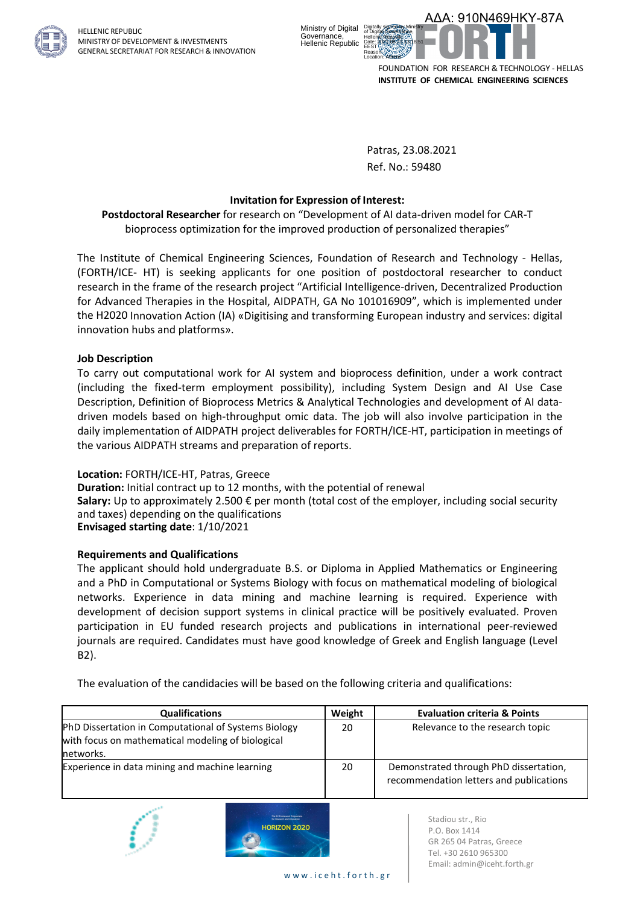HELLENIC REPUBLIC
MINISTRY OF DEVELOPMENT & INVESTMENTS
GENERAL SECRETARIAT FOR RESEARCH & INNOVATION

ΑΔΑ: 910Ν469ΗΚΥ-87Α

FOUNDATION FOR RESEARCH & TECHNOLOGY - HELLAS
**INSTITUTE OF CHEMICAL ENGINEERING SCIENCES**

Patras, 23.08.2021
Ref. No.: 59480

**Invitation for Expression of Interest:**

**Postdoctoral Researcher** for research on "Development of AI data-driven model for CAR-T bioprocess optimization for the improved production of personalized therapies"

The Institute of Chemical Engineering Sciences, Foundation of Research and Technology - Hellas, (FORTH/ICE- HT) is seeking applicants for one position of postdoctoral researcher to conduct research in the frame of the research project "Artificial Intelligence-driven, Decentralized Production for Advanced Therapies in the Hospital, AIDPATH, GA No 101016909", which is implemented under the H2020 Innovation Action (IA) «Digitising and transforming European industry and services: digital innovation hubs and platforms».

**Job Description**

To carry out computational work for AI system and bioprocess definition, under a work contract (including the fixed-term employment possibility), including System Design and AI Use Case Description, Definition of Bioprocess Metrics & Analytical Technologies and development of AI data-driven models based on high-throughput omic data. The job will also involve participation in the daily implementation of AIDPATH project deliverables for FORTH/ICE-HT, participation in meetings of the various AIDPATH streams and preparation of reports.

**Location:** FORTH/ICE-HT, Patras, Greece
**Duration:** Initial contract up to 12 months, with the potential of renewal
**Salary:** Up to approximately 2.500 € per month (total cost of the employer, including social security and taxes) depending on the qualifications
**Envisaged starting date**: 1/10/2021

**Requirements and Qualifications**

The applicant should hold undergraduate B.S. or Diploma in Applied Mathematics or Engineering and a PhD in Computational or Systems Biology with focus on mathematical modeling of biological networks. Experience in data mining and machine learning is required. Experience with development of decision support systems in clinical practice will be positively evaluated. Proven participation in EU funded research projects and publications in international peer-reviewed journals are required. Candidates must have good knowledge of Greek and English language (Level B2).

The evaluation of the candidacies will be based on the following criteria and qualifications:

| Qualifications | Weight | Evaluation criteria & Points |
|---|---|---|
| PhD Dissertation in Computational of Systems Biology with focus on mathematical modeling of biological networks. | 20 | Relevance to the research topic |
| Experience in data mining and machine learning | 20 | Demonstrated through PhD dissertation, recommendation letters and publications |

Stadiou str., Rio
P.O. Box 1414
GR 265 04 Patras, Greece
Tel. +30 2610 965300
Email: admin@iceht.forth.gr

www.iceht.forth.gr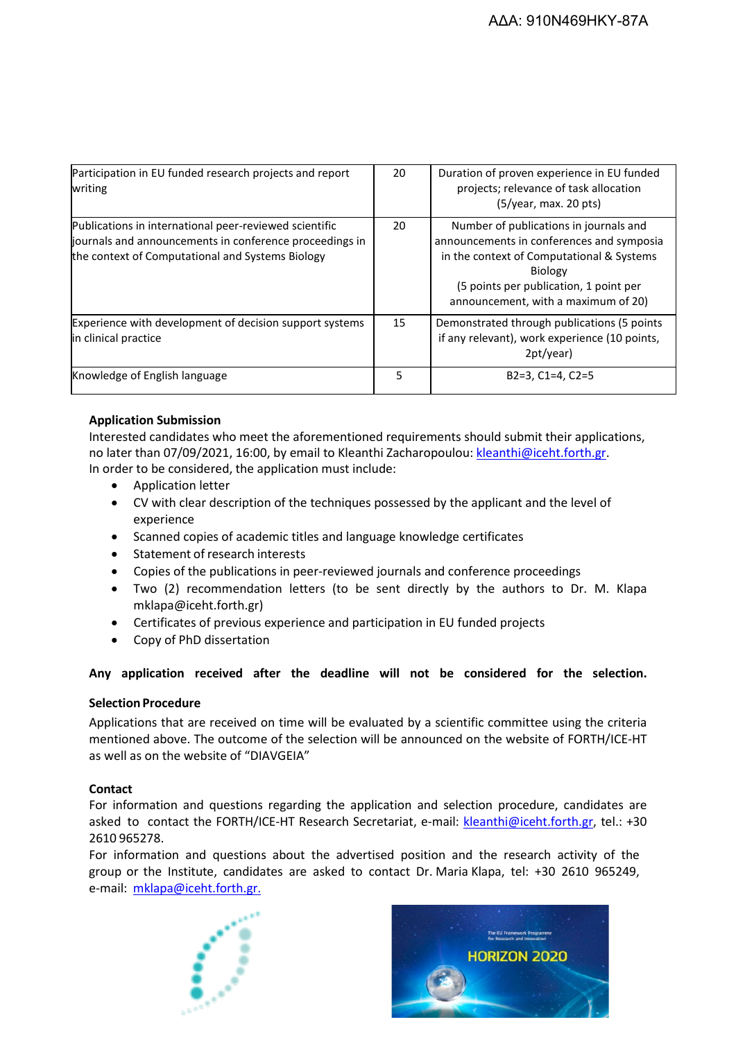| | | |
|---|---|---|
| Participation in EU funded research projects and report writing | 20 | Duration of proven experience in EU funded projects; relevance of task allocation (5/year, max. 20 pts) |
| Publications in international peer-reviewed scientific journals and announcements in conference proceedings in the context of Computational and Systems Biology | 20 | Number of publications in journals and announcements in conferences and symposia in the context of Computational & Systems Biology (5 points per publication, 1 point per announcement, with a maximum of 20) |
| Experience with development of decision support systems in clinical practice | 15 | Demonstrated through publications (5 points if any relevant), work experience (10 points, 2pt/year) |
| Knowledge of English language | 5 | B2=3, C1=4, C2=5 |

**Application Submission**

Interested candidates who meet the aforementioned requirements should submit their applications, no later than 07/09/2021, 16:00, by email to Kleanthi Zacharopoulou: kleanthi@iceht.forth.gr.
In order to be considered, the application must include:

- Application letter
- CV with clear description of the techniques possessed by the applicant and the level of experience
- Scanned copies of academic titles and language knowledge certificates
- Statement of research interests
- Copies of the publications in peer-reviewed journals and conference proceedings
- Two (2) recommendation letters (to be sent directly by the authors to Dr. M. Klapa mklapa@iceht.forth.gr)
- Certificates of previous experience and participation in EU funded projects
- Copy of PhD dissertation

**Any application received after the deadline will not be considered for the selection.**

**Selection Procedure**

Applications that are received on time will be evaluated by a scientific committee using the criteria mentioned above. The outcome of the selection will be announced on the website of FORTH/ICE-HT as well as on the website of "DIAVGEIA"

**Contact**

For information and questions regarding the application and selection procedure, candidates are asked to contact the FORTH/ICE-HT Research Secretariat, e-mail: kleanthi@iceht.forth.gr, tel.: +30 2610 965278.
For information and questions about the advertised position and the research activity of the group or the Institute, candidates are asked to contact Dr. Maria Klapa, tel: +30 2610 965249, e-mail: mklapa@iceht.forth.gr.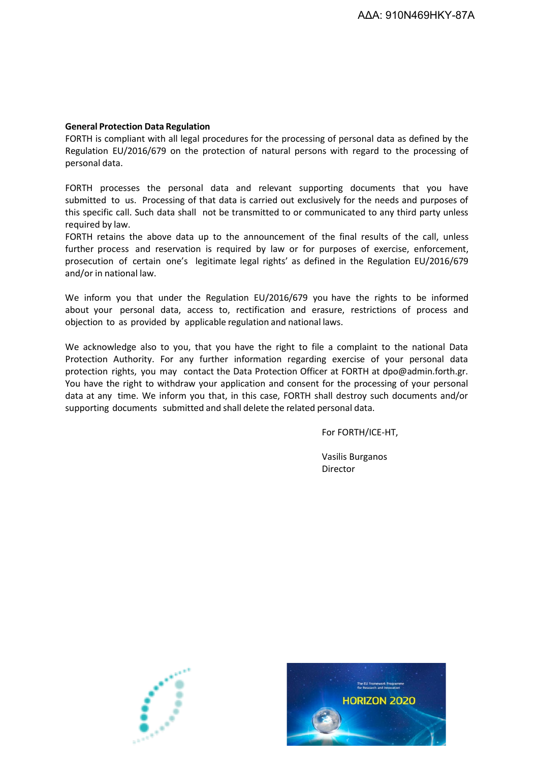ΑΔΑ: 910N469HKY-87A

**General Protection Data Regulation**

FORTH is compliant with all legal procedures for the processing of personal data as defined by the Regulation EU/2016/679 on the protection of natural persons with regard to the processing of personal data.

FORTH processes the personal data and relevant supporting documents that you have submitted to us. Processing of that data is carried out exclusively for the needs and purposes of this specific call. Such data shall not be transmitted to or communicated to any third party unless required by law.

FORTH retains the above data up to the announcement of the final results of the call, unless further process and reservation is required by law or for purposes of exercise, enforcement, prosecution of certain one's legitimate legal rights' as defined in the Regulation EU/2016/679 and/or in national law.

We inform you that under the Regulation EU/2016/679 you have the rights to be informed about your personal data, access to, rectification and erasure, restrictions of process and objection to as provided by applicable regulation and national laws.

We acknowledge also to you, that you have the right to file a complaint to the national Data Protection Authority. For any further information regarding exercise of your personal data protection rights, you may contact the Data Protection Officer at FORTH at dpo@admin.forth.gr. You have the right to withdraw your application and consent for the processing of your personal data at any time. We inform you that, in this case, FORTH shall destroy such documents and/or supporting documents submitted and shall delete the related personal data.

For FORTH/ICE-HT,

Vasilis Burganos
Director